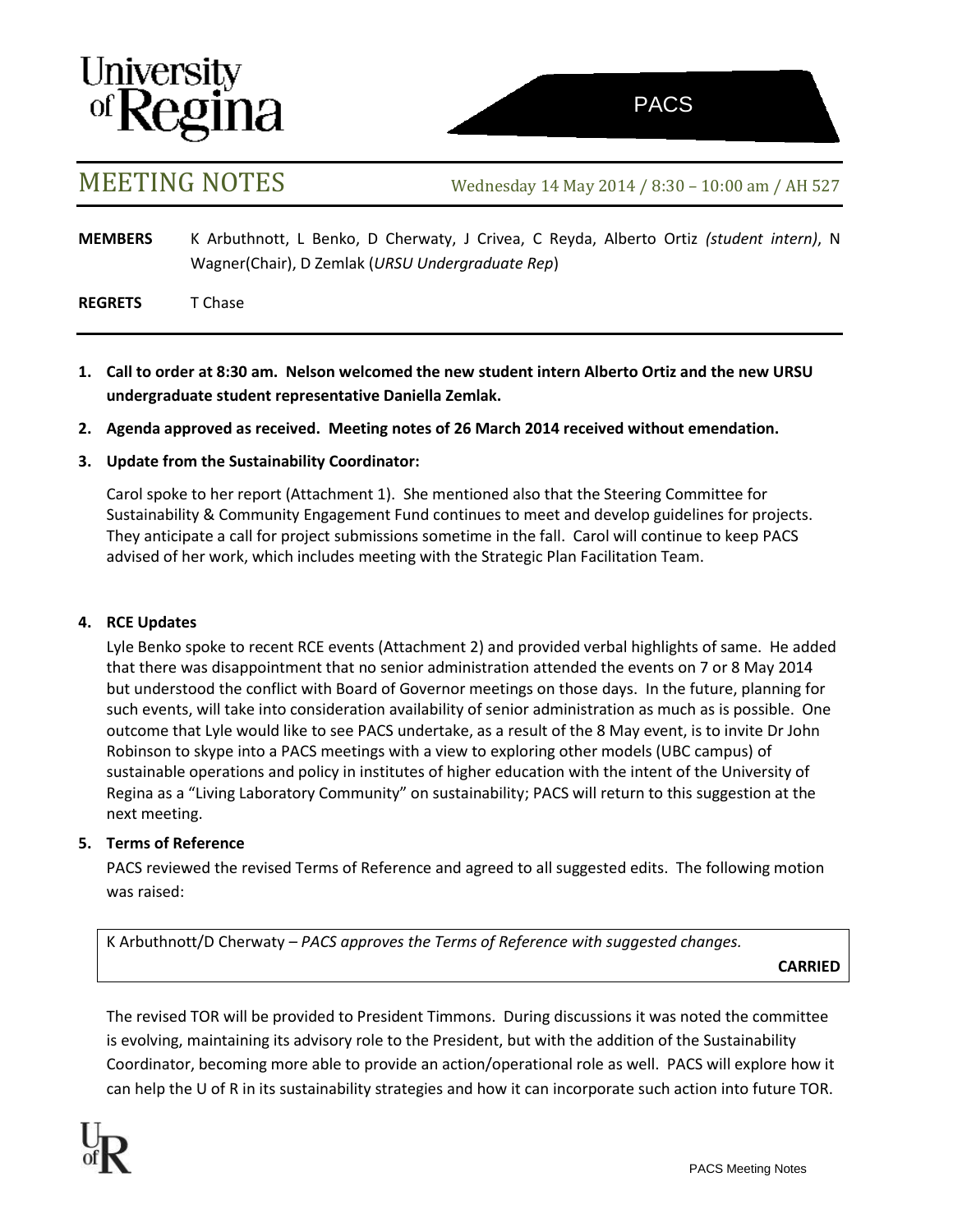University of Regina

PACS

# MEETING NOTES

Wednesday 14 May 2014 / 8:30 – 10:00 am / AH 527

**MEMBERS** K Arbuthnott, L Benko, D Cherwaty, J Crivea, C Reyda, Alberto Ortiz *(student intern)*, N Wagner(Chair), D Zemlak (*URSU Undergraduate Rep*)

**REGRETS** T Chase

1. **Call to order at 8:30 am. Nelson welcomed the new student intern Alberto Ortiz and the new URSU undergraduate student representative Daniella Zemlak.**

2. **Agenda approved as received. Meeting notes of 26 March 2014 received without emendation.**

3. **Update from the Sustainability Coordinator:**

   Carol spoke to her report (Attachment 1). She mentioned also that the Steering Committee for Sustainability & Community Engagement Fund continues to meet and develop guidelines for projects. They anticipate a call for project submissions sometime in the fall. Carol will continue to keep PACS advised of her work, which includes meeting with the Strategic Plan Facilitation Team.

4. **RCE Updates**

   Lyle Benko spoke to recent RCE events (Attachment 2) and provided verbal highlights of same. He added that there was disappointment that no senior administration attended the events on 7 or 8 May 2014 but understood the conflict with Board of Governor meetings on those days. In the future, planning for such events, will take into consideration availability of senior administration as much as is possible. One outcome that Lyle would like to see PACS undertake, as a result of the 8 May event, is to invite Dr John Robinson to skype into a PACS meetings with a view to exploring other models (UBC campus) of sustainable operations and policy in institutes of higher education with the intent of the University of Regina as a "Living Laboratory Community" on sustainability; PACS will return to this suggestion at the next meeting.

5. **Terms of Reference**

   PACS reviewed the revised Terms of Reference and agreed to all suggested edits. The following motion was raised:

   K Arbuthnott/D Cherwaty – *PACS approves the Terms of Reference with suggested changes.*

   **CARRIED**

   The revised TOR will be provided to President Timmons. During discussions it was noted the committee is evolving, maintaining its advisory role to the President, but with the addition of the Sustainability Coordinator, becoming more able to provide an action/operational role as well. PACS will explore how it can help the U of R in its sustainability strategies and how it can incorporate such action into future TOR.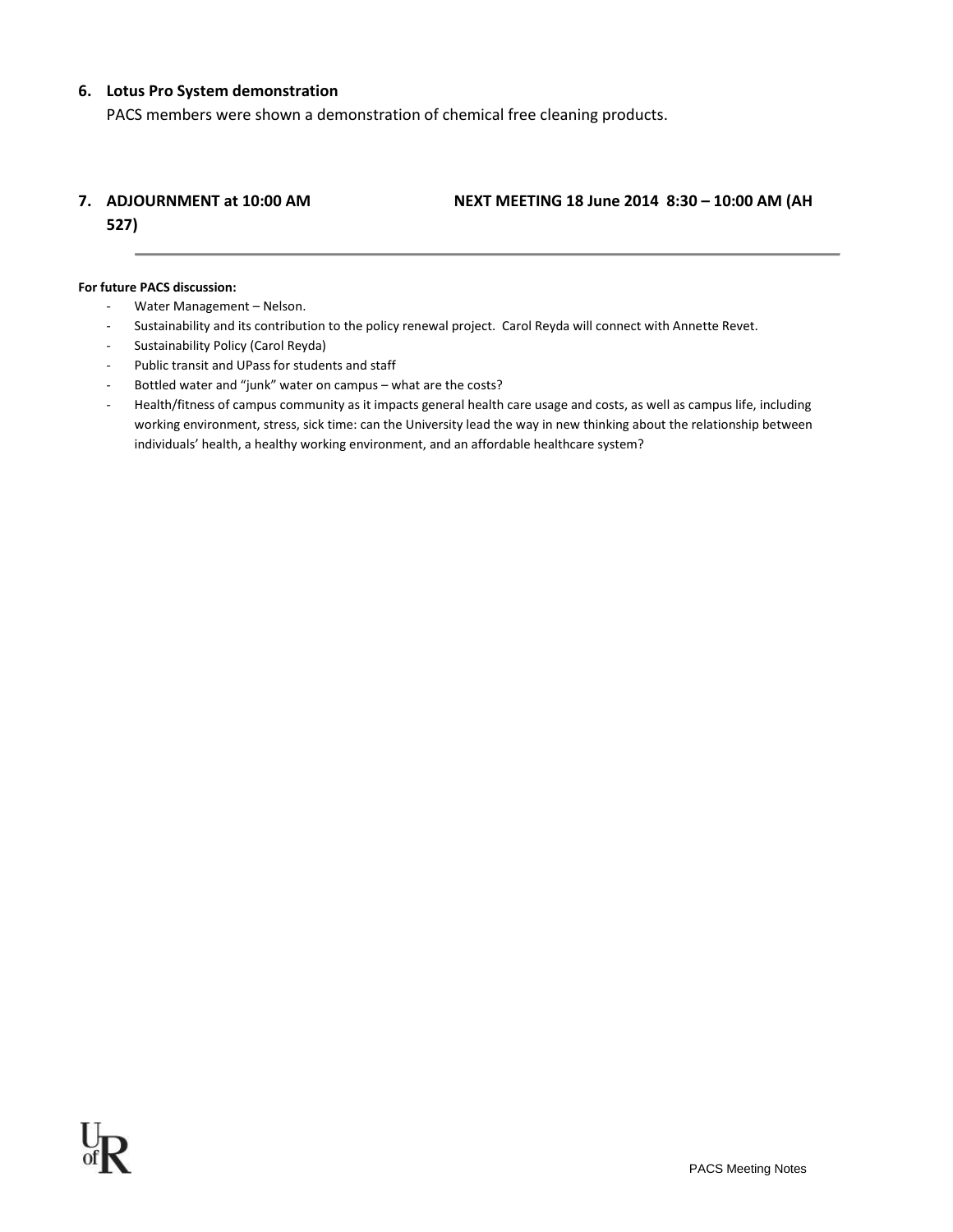6. **Lotus Pro System demonstration**

   PACS members were shown a demonstration of chemical free cleaning products.

7. **ADJOURNMENT at 10:00 AM NEXT MEETING 18 June 2014 8:30 – 10:00 AM (AH 527)**

---

**For future PACS discussion:**

- Water Management – Nelson.
- Sustainability and its contribution to the policy renewal project. Carol Reyda will connect with Annette Revet.
- Sustainability Policy (Carol Reyda)
- Public transit and UPass for students and staff
- Bottled water and "junk" water on campus – what are the costs?
- Health/fitness of campus community as it impacts general health care usage and costs, as well as campus life, including working environment, stress, sick time: can the University lead the way in new thinking about the relationship between individuals' health, a healthy working environment, and an affordable healthcare system?